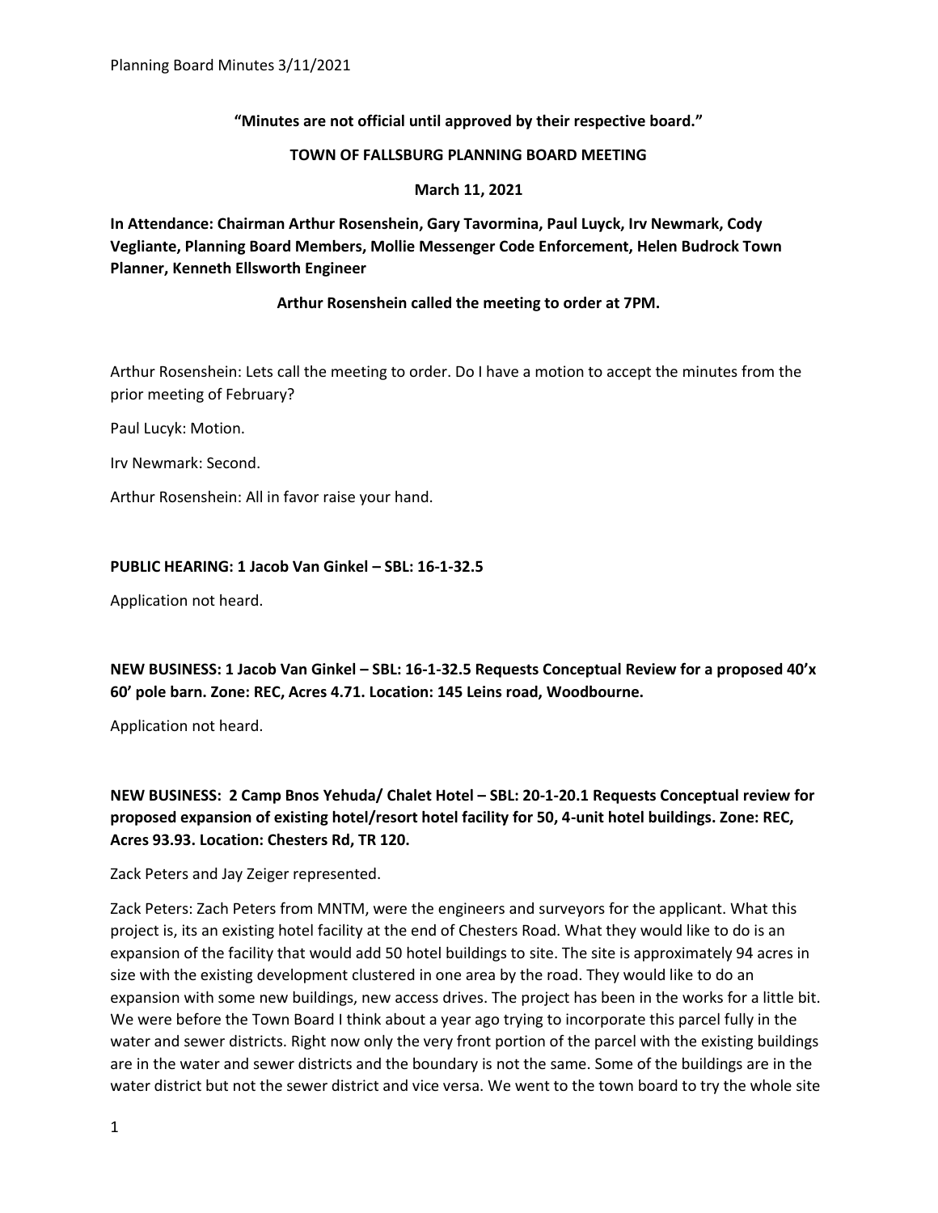**"Minutes are not official until approved by their respective board."**

**TOWN OF FALLSBURG PLANNING BOARD MEETING**

**March 11, 2021**

**In Attendance: Chairman Arthur Rosenshein, Gary Tavormina, Paul Luyck, Irv Newmark, Cody Vegliante, Planning Board Members, Mollie Messenger Code Enforcement, Helen Budrock Town Planner, Kenneth Ellsworth Engineer**

**Arthur Rosenshein called the meeting to order at 7PM.**

Arthur Rosenshein: Lets call the meeting to order. Do I have a motion to accept the minutes from the prior meeting of February?

Paul Lucyk: Motion.

Irv Newmark: Second.

Arthur Rosenshein: All in favor raise your hand.

**PUBLIC HEARING: 1 Jacob Van Ginkel – SBL: 16-1-32.5**

Application not heard.

**NEW BUSINESS: 1 Jacob Van Ginkel – SBL: 16-1-32.5 Requests Conceptual Review for a proposed 40'x 60' pole barn. Zone: REC, Acres 4.71. Location: 145 Leins road, Woodbourne.**

Application not heard.

**NEW BUSINESS: 2 Camp Bnos Yehuda/ Chalet Hotel – SBL: 20-1-20.1 Requests Conceptual review for proposed expansion of existing hotel/resort hotel facility for 50, 4-unit hotel buildings. Zone: REC, Acres 93.93. Location: Chesters Rd, TR 120.**

Zack Peters and Jay Zeiger represented.

Zack Peters: Zach Peters from MNTM, were the engineers and surveyors for the applicant. What this project is, its an existing hotel facility at the end of Chesters Road. What they would like to do is an expansion of the facility that would add 50 hotel buildings to site. The site is approximately 94 acres in size with the existing development clustered in one area by the road. They would like to do an expansion with some new buildings, new access drives. The project has been in the works for a little bit. We were before the Town Board I think about a year ago trying to incorporate this parcel fully in the water and sewer districts. Right now only the very front portion of the parcel with the existing buildings are in the water and sewer districts and the boundary is not the same. Some of the buildings are in the water district but not the sewer district and vice versa. We went to the town board to try the whole site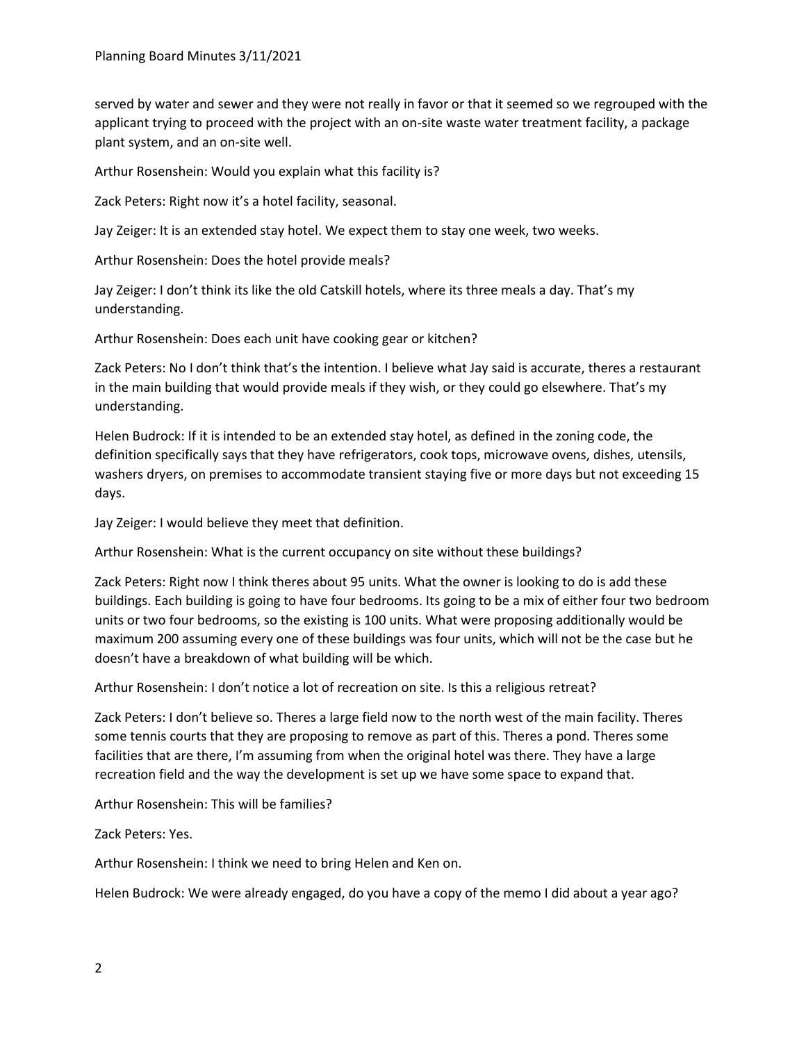served by water and sewer and they were not really in favor or that it seemed so we regrouped with the applicant trying to proceed with the project with an on-site waste water treatment facility, a package plant system, and an on-site well.

Arthur Rosenshein: Would you explain what this facility is?

Zack Peters: Right now it's a hotel facility, seasonal.

Jay Zeiger: It is an extended stay hotel. We expect them to stay one week, two weeks.

Arthur Rosenshein: Does the hotel provide meals?

Jay Zeiger: I don't think its like the old Catskill hotels, where its three meals a day. That's my understanding.

Arthur Rosenshein: Does each unit have cooking gear or kitchen?

Zack Peters: No I don't think that's the intention. I believe what Jay said is accurate, theres a restaurant in the main building that would provide meals if they wish, or they could go elsewhere. That's my understanding.

Helen Budrock: If it is intended to be an extended stay hotel, as defined in the zoning code, the definition specifically says that they have refrigerators, cook tops, microwave ovens, dishes, utensils, washers dryers, on premises to accommodate transient staying five or more days but not exceeding 15 days.

Jay Zeiger: I would believe they meet that definition.

Arthur Rosenshein: What is the current occupancy on site without these buildings?

Zack Peters: Right now I think theres about 95 units. What the owner is looking to do is add these buildings. Each building is going to have four bedrooms. Its going to be a mix of either four two bedroom units or two four bedrooms, so the existing is 100 units. What were proposing additionally would be maximum 200 assuming every one of these buildings was four units, which will not be the case but he doesn't have a breakdown of what building will be which.

Arthur Rosenshein: I don't notice a lot of recreation on site. Is this a religious retreat?

Zack Peters: I don't believe so. Theres a large field now to the north west of the main facility. Theres some tennis courts that they are proposing to remove as part of this. Theres a pond. Theres some facilities that are there, I'm assuming from when the original hotel was there. They have a large recreation field and the way the development is set up we have some space to expand that.

Arthur Rosenshein: This will be families?

Zack Peters: Yes.

Arthur Rosenshein: I think we need to bring Helen and Ken on.

Helen Budrock: We were already engaged, do you have a copy of the memo I did about a year ago?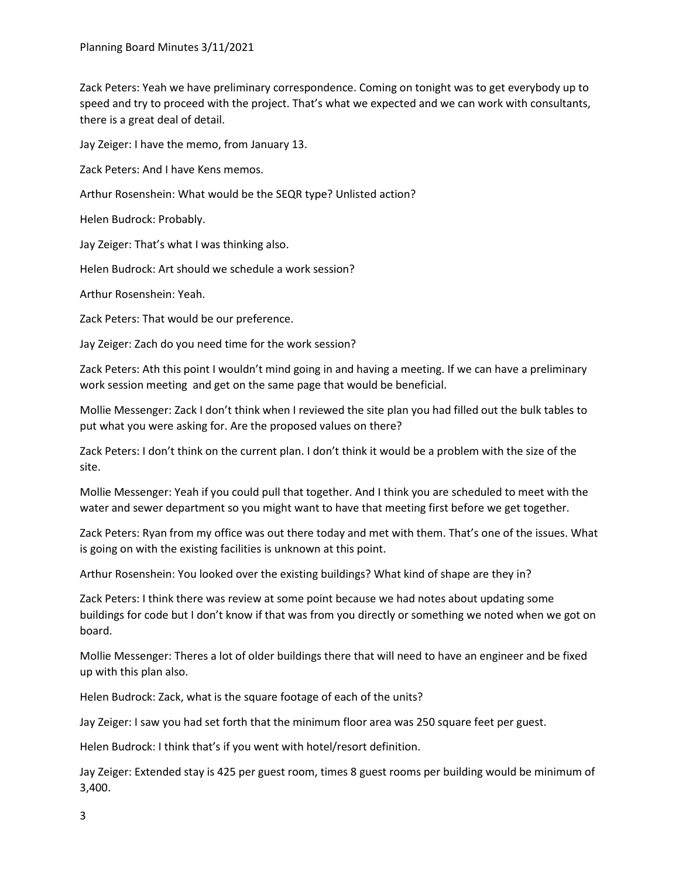Zack Peters: Yeah we have preliminary correspondence. Coming on tonight was to get everybody up to speed and try to proceed with the project. That's what we expected and we can work with consultants, there is a great deal of detail.

Jay Zeiger: I have the memo, from January 13.

Zack Peters: And I have Kens memos.

Arthur Rosenshein: What would be the SEQR type? Unlisted action?

Helen Budrock: Probably.

Jay Zeiger: That's what I was thinking also.

Helen Budrock: Art should we schedule a work session?

Arthur Rosenshein: Yeah.

Zack Peters: That would be our preference.

Jay Zeiger: Zach do you need time for the work session?

Zack Peters: Ath this point I wouldn't mind going in and having a meeting. If we can have a preliminary work session meeting  and get on the same page that would be beneficial.

Mollie Messenger: Zack I don't think when I reviewed the site plan you had filled out the bulk tables to put what you were asking for. Are the proposed values on there?

Zack Peters: I don't think on the current plan. I don't think it would be a problem with the size of the site.

Mollie Messenger: Yeah if you could pull that together. And I think you are scheduled to meet with the water and sewer department so you might want to have that meeting first before we get together.

Zack Peters: Ryan from my office was out there today and met with them. That's one of the issues. What is going on with the existing facilities is unknown at this point.

Arthur Rosenshein: You looked over the existing buildings? What kind of shape are they in?

Zack Peters: I think there was review at some point because we had notes about updating some buildings for code but I don't know if that was from you directly or something we noted when we got on board.

Mollie Messenger: Theres a lot of older buildings there that will need to have an engineer and be fixed up with this plan also.

Helen Budrock: Zack, what is the square footage of each of the units?

Jay Zeiger: I saw you had set forth that the minimum floor area was 250 square feet per guest.

Helen Budrock: I think that's if you went with hotel/resort definition.

Jay Zeiger: Extended stay is 425 per guest room, times 8 guest rooms per building would be minimum of 3,400.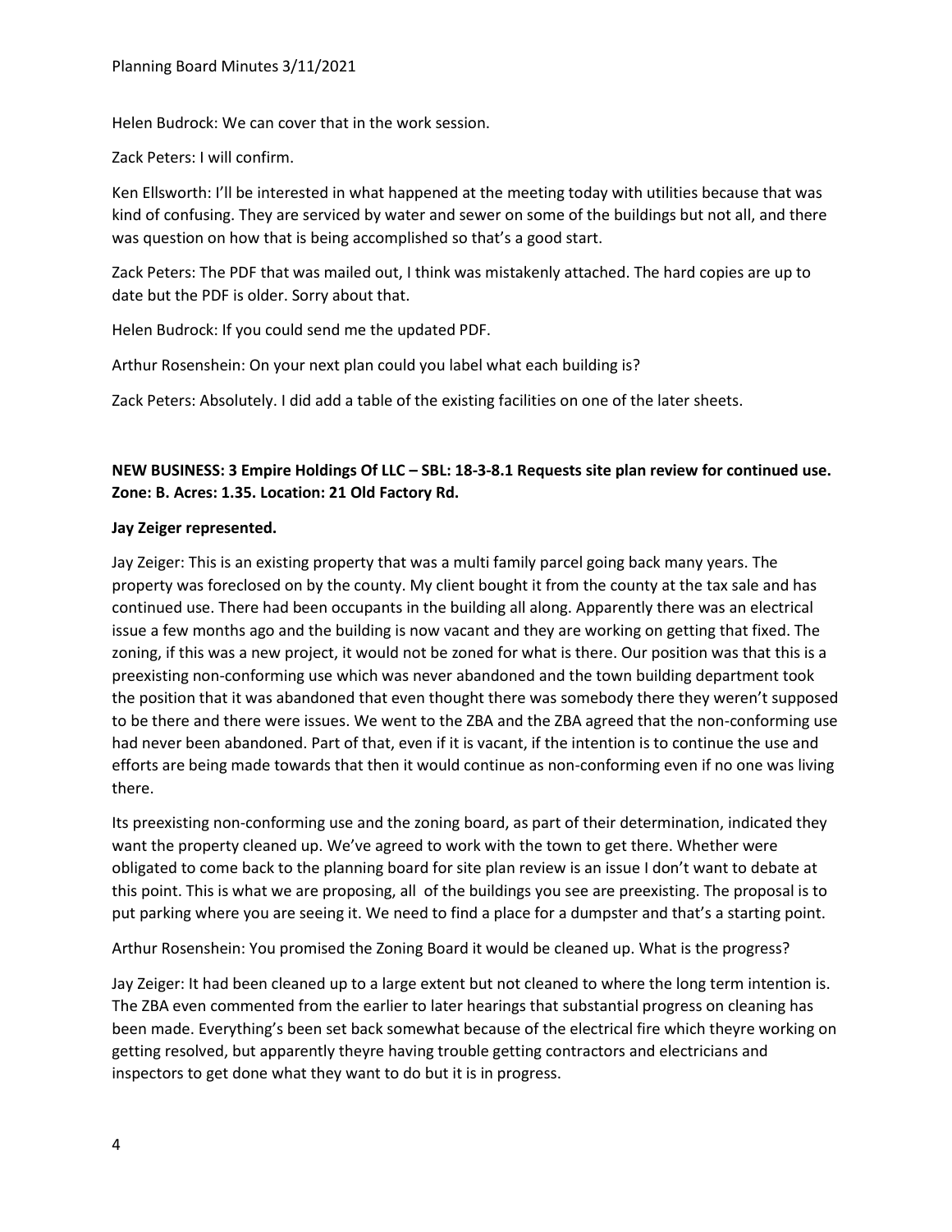Helen Budrock: We can cover that in the work session.

Zack Peters: I will confirm.

Ken Ellsworth: I'll be interested in what happened at the meeting today with utilities because that was kind of confusing. They are serviced by water and sewer on some of the buildings but not all, and there was question on how that is being accomplished so that's a good start.

Zack Peters: The PDF that was mailed out, I think was mistakenly attached. The hard copies are up to date but the PDF is older. Sorry about that.

Helen Budrock: If you could send me the updated PDF.

Arthur Rosenshein: On your next plan could you label what each building is?

Zack Peters: Absolutely. I did add a table of the existing facilities on one of the later sheets.

**NEW BUSINESS: 3 Empire Holdings Of LLC – SBL: 18-3-8.1 Requests site plan review for continued use. Zone: B. Acres: 1.35. Location: 21 Old Factory Rd.**

**Jay Zeiger represented.**

Jay Zeiger: This is an existing property that was a multi family parcel going back many years. The property was foreclosed on by the county. My client bought it from the county at the tax sale and has continued use. There had been occupants in the building all along. Apparently there was an electrical issue a few months ago and the building is now vacant and they are working on getting that fixed. The zoning, if this was a new project, it would not be zoned for what is there. Our position was that this is a preexisting non-conforming use which was never abandoned and the town building department took the position that it was abandoned that even thought there was somebody there they weren't supposed to be there and there were issues. We went to the ZBA and the ZBA agreed that the non-conforming use had never been abandoned. Part of that, even if it is vacant, if the intention is to continue the use and efforts are being made towards that then it would continue as non-conforming even if no one was living there.

Its preexisting non-conforming use and the zoning board, as part of their determination, indicated they want the property cleaned up. We've agreed to work with the town to get there. Whether were obligated to come back to the planning board for site plan review is an issue I don't want to debate at this point. This is what we are proposing, all of the buildings you see are preexisting. The proposal is to put parking where you are seeing it. We need to find a place for a dumpster and that's a starting point.

Arthur Rosenshein: You promised the Zoning Board it would be cleaned up. What is the progress?

Jay Zeiger: It had been cleaned up to a large extent but not cleaned to where the long term intention is. The ZBA even commented from the earlier to later hearings that substantial progress on cleaning has been made. Everything's been set back somewhat because of the electrical fire which theyre working on getting resolved, but apparently theyre having trouble getting contractors and electricians and inspectors to get done what they want to do but it is in progress.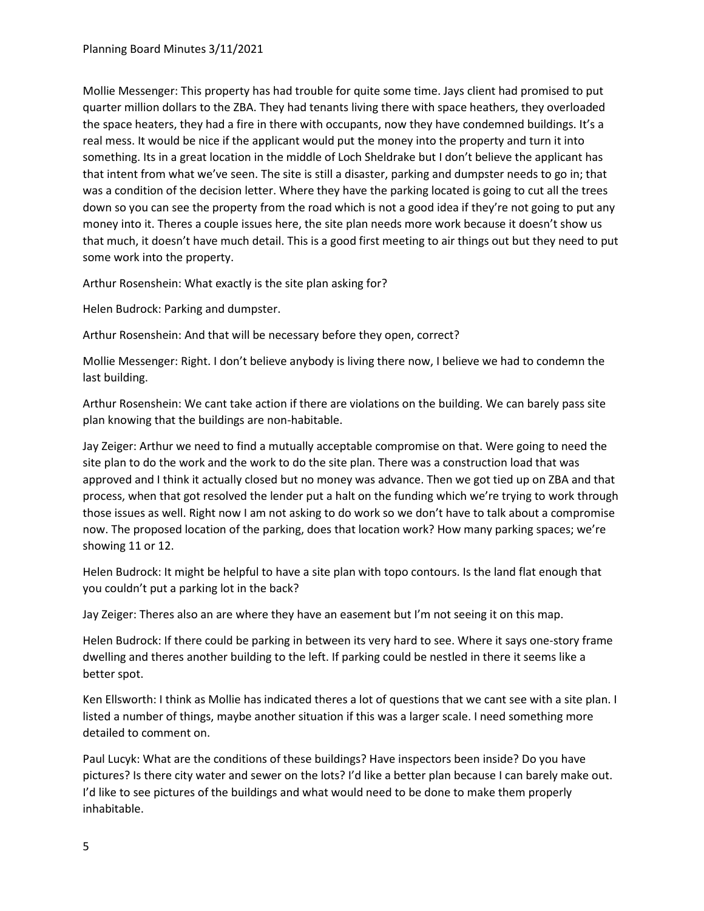Mollie Messenger: This property has had trouble for quite some time. Jays client had promised to put quarter million dollars to the ZBA. They had tenants living there with space heathers, they overloaded the space heaters, they had a fire in there with occupants, now they have condemned buildings. It's a real mess. It would be nice if the applicant would put the money into the property and turn it into something. Its in a great location in the middle of Loch Sheldrake but I don't believe the applicant has that intent from what we've seen. The site is still a disaster, parking and dumpster needs to go in; that was a condition of the decision letter. Where they have the parking located is going to cut all the trees down so you can see the property from the road which is not a good idea if they're not going to put any money into it. Theres a couple issues here, the site plan needs more work because it doesn't show us that much, it doesn't have much detail. This is a good first meeting to air things out but they need to put some work into the property.

Arthur Rosenshein: What exactly is the site plan asking for?

Helen Budrock: Parking and dumpster.

Arthur Rosenshein: And that will be necessary before they open, correct?

Mollie Messenger: Right. I don't believe anybody is living there now, I believe we had to condemn the last building.

Arthur Rosenshein: We cant take action if there are violations on the building. We can barely pass site plan knowing that the buildings are non-habitable.

Jay Zeiger: Arthur we need to find a mutually acceptable compromise on that. Were going to need the site plan to do the work and the work to do the site plan. There was a construction load that was approved and I think it actually closed but no money was advance. Then we got tied up on ZBA and that process, when that got resolved the lender put a halt on the funding which we're trying to work through those issues as well. Right now I am not asking to do work so we don't have to talk about a compromise now. The proposed location of the parking, does that location work? How many parking spaces; we're showing 11 or 12.

Helen Budrock: It might be helpful to have a site plan with topo contours. Is the land flat enough that you couldn't put a parking lot in the back?

Jay Zeiger: Theres also an are where they have an easement but I'm not seeing it on this map.

Helen Budrock: If there could be parking in between its very hard to see. Where it says one-story frame dwelling and theres another building to the left. If parking could be nestled in there it seems like a better spot.

Ken Ellsworth: I think as Mollie has indicated theres a lot of questions that we cant see with a site plan. I listed a number of things, maybe another situation if this was a larger scale. I need something more detailed to comment on.

Paul Lucyk: What are the conditions of these buildings? Have inspectors been inside? Do you have pictures? Is there city water and sewer on the lots? I'd like a better plan because I can barely make out. I'd like to see pictures of the buildings and what would need to be done to make them properly inhabitable.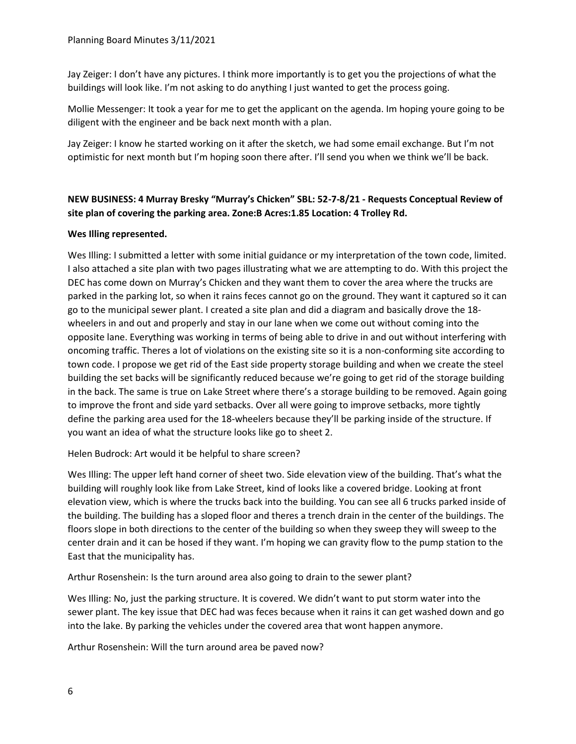Jay Zeiger: I don't have any pictures. I think more importantly is to get you the projections of what the buildings will look like. I'm not asking to do anything I just wanted to get the process going.

Mollie Messenger: It took a year for me to get the applicant on the agenda. Im hoping youre going to be diligent with the engineer and be back next month with a plan.

Jay Zeiger: I know he started working on it after the sketch, we had some email exchange. But I'm not optimistic for next month but I'm hoping soon there after. I'll send you when we think we'll be back.

**NEW BUSINESS: 4 Murray Bresky "Murray's Chicken" SBL: 52-7-8/21 - Requests Conceptual Review of site plan of covering the parking area. Zone:B Acres:1.85 Location: 4 Trolley Rd.**

**Wes Illing represented.**

Wes Illing: I submitted a letter with some initial guidance or my interpretation of the town code, limited. I also attached a site plan with two pages illustrating what we are attempting to do. With this project the DEC has come down on Murray's Chicken and they want them to cover the area where the trucks are parked in the parking lot, so when it rains feces cannot go on the ground. They want it captured so it can go to the municipal sewer plant. I created a site plan and did a diagram and basically drove the 18-wheelers in and out and properly and stay in our lane when we come out without coming into the opposite lane. Everything was working in terms of being able to drive in and out without interfering with oncoming traffic. Theres a lot of violations on the existing site so it is a non-conforming site according to town code. I propose we get rid of the East side property storage building and when we create the steel building the set backs will be significantly reduced because we're going to get rid of the storage building in the back. The same is true on Lake Street where there's a storage building to be removed. Again going to improve the front and side yard setbacks. Over all were going to improve setbacks, more tightly define the parking area used for the 18-wheelers because they'll be parking inside of the structure. If you want an idea of what the structure looks like go to sheet 2.

Helen Budrock: Art would it be helpful to share screen?

Wes Illing: The upper left hand corner of sheet two. Side elevation view of the building. That's what the building will roughly look like from Lake Street, kind of looks like a covered bridge. Looking at front elevation view, which is where the trucks back into the building. You can see all 6 trucks parked inside of the building. The building has a sloped floor and theres a trench drain in the center of the buildings. The floors slope in both directions to the center of the building so when they sweep they will sweep to the center drain and it can be hosed if they want. I'm hoping we can gravity flow to the pump station to the East that the municipality has.

Arthur Rosenshein: Is the turn around area also going to drain to the sewer plant?

Wes Illing: No, just the parking structure. It is covered. We didn't want to put storm water into the sewer plant. The key issue that DEC had was feces because when it rains it can get washed down and go into the lake. By parking the vehicles under the covered area that wont happen anymore.

Arthur Rosenshein: Will the turn around area be paved now?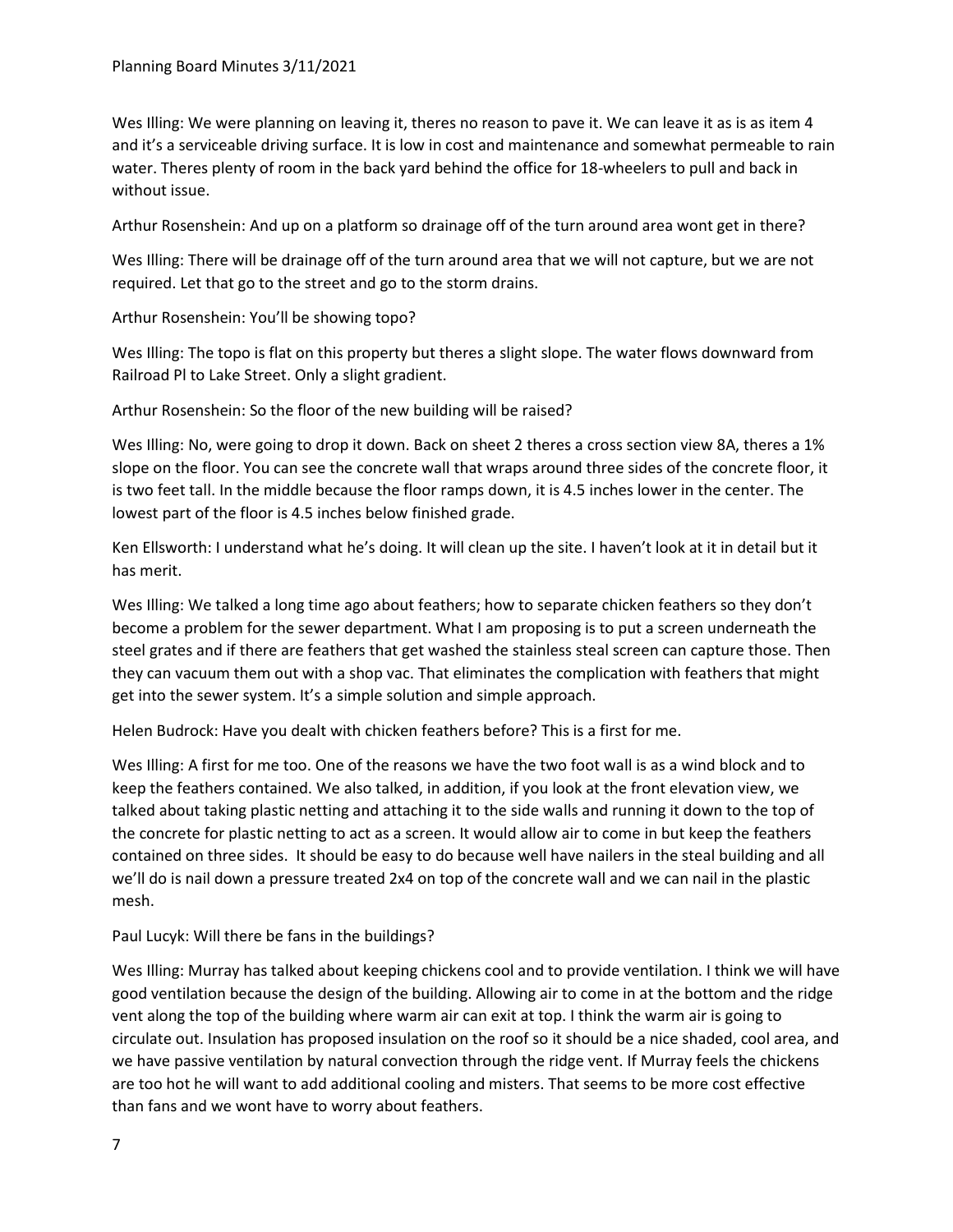Wes Illing: We were planning on leaving it, theres no reason to pave it. We can leave it as is as item 4 and it's a serviceable driving surface. It is low in cost and maintenance and somewhat permeable to rain water. Theres plenty of room in the back yard behind the office for 18-wheelers to pull and back in without issue.

Arthur Rosenshein: And up on a platform so drainage off of the turn around area wont get in there?

Wes Illing: There will be drainage off of the turn around area that we will not capture, but we are not required. Let that go to the street and go to the storm drains.

Arthur Rosenshein: You'll be showing topo?

Wes Illing: The topo is flat on this property but theres a slight slope. The water flows downward from Railroad Pl to Lake Street. Only a slight gradient.

Arthur Rosenshein: So the floor of the new building will be raised?

Wes Illing: No, were going to drop it down. Back on sheet 2 theres a cross section view 8A, theres a 1% slope on the floor. You can see the concrete wall that wraps around three sides of the concrete floor, it is two feet tall. In the middle because the floor ramps down, it is 4.5 inches lower in the center. The lowest part of the floor is 4.5 inches below finished grade.

Ken Ellsworth: I understand what he's doing. It will clean up the site. I haven't look at it in detail but it has merit.

Wes Illing: We talked a long time ago about feathers; how to separate chicken feathers so they don't become a problem for the sewer department. What I am proposing is to put a screen underneath the steel grates and if there are feathers that get washed the stainless steal screen can capture those. Then they can vacuum them out with a shop vac. That eliminates the complication with feathers that might get into the sewer system. It's a simple solution and simple approach.

Helen Budrock: Have you dealt with chicken feathers before? This is a first for me.

Wes Illing: A first for me too. One of the reasons we have the two foot wall is as a wind block and to keep the feathers contained. We also talked, in addition, if you look at the front elevation view, we talked about taking plastic netting and attaching it to the side walls and running it down to the top of the concrete for plastic netting to act as a screen. It would allow air to come in but keep the feathers contained on three sides. It should be easy to do because well have nailers in the steal building and all we'll do is nail down a pressure treated 2x4 on top of the concrete wall and we can nail in the plastic mesh.

Paul Lucyk: Will there be fans in the buildings?

Wes Illing: Murray has talked about keeping chickens cool and to provide ventilation. I think we will have good ventilation because the design of the building. Allowing air to come in at the bottom and the ridge vent along the top of the building where warm air can exit at top. I think the warm air is going to circulate out. Insulation has proposed insulation on the roof so it should be a nice shaded, cool area, and we have passive ventilation by natural convection through the ridge vent. If Murray feels the chickens are too hot he will want to add additional cooling and misters. That seems to be more cost effective than fans and we wont have to worry about feathers.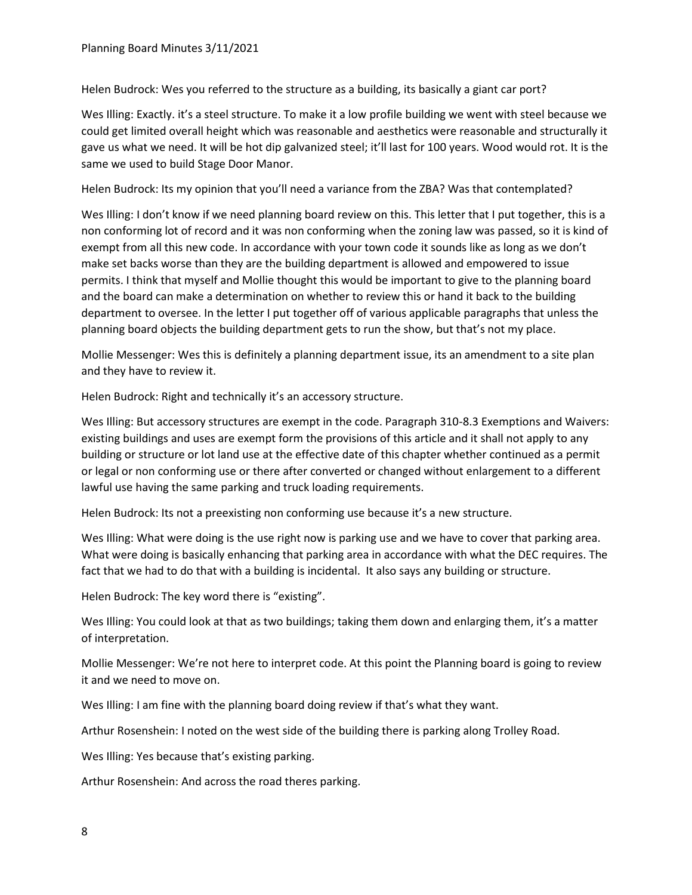Helen Budrock: Wes you referred to the structure as a building, its basically a giant car port?

Wes Illing: Exactly. it's a steel structure. To make it a low profile building we went with steel because we could get limited overall height which was reasonable and aesthetics were reasonable and structurally it gave us what we need. It will be hot dip galvanized steel; it'll last for 100 years. Wood would rot. It is the same we used to build Stage Door Manor.

Helen Budrock: Its my opinion that you'll need a variance from the ZBA? Was that contemplated?

Wes Illing: I don't know if we need planning board review on this. This letter that I put together, this is a non conforming lot of record and it was non conforming when the zoning law was passed, so it is kind of exempt from all this new code. In accordance with your town code it sounds like as long as we don't make set backs worse than they are the building department is allowed and empowered to issue permits. I think that myself and Mollie thought this would be important to give to the planning board and the board can make a determination on whether to review this or hand it back to the building department to oversee. In the letter I put together off of various applicable paragraphs that unless the planning board objects the building department gets to run the show, but that's not my place.

Mollie Messenger: Wes this is definitely a planning department issue, its an amendment to a site plan and they have to review it.

Helen Budrock: Right and technically it's an accessory structure.

Wes Illing: But accessory structures are exempt in the code. Paragraph 310-8.3 Exemptions and Waivers: existing buildings and uses are exempt form the provisions of this article and it shall not apply to any building or structure or lot land use at the effective date of this chapter whether continued as a permit or legal or non conforming use or there after converted or changed without enlargement to a different lawful use having the same parking and truck loading requirements.

Helen Budrock: Its not a preexisting non conforming use because it's a new structure.

Wes Illing: What were doing is the use right now is parking use and we have to cover that parking area. What were doing is basically enhancing that parking area in accordance with what the DEC requires. The fact that we had to do that with a building is incidental. It also says any building or structure.

Helen Budrock: The key word there is "existing".

Wes Illing: You could look at that as two buildings; taking them down and enlarging them, it's a matter of interpretation.

Mollie Messenger: We're not here to interpret code. At this point the Planning board is going to review it and we need to move on.

Wes Illing: I am fine with the planning board doing review if that's what they want.

Arthur Rosenshein: I noted on the west side of the building there is parking along Trolley Road.

Wes Illing: Yes because that's existing parking.

Arthur Rosenshein: And across the road theres parking.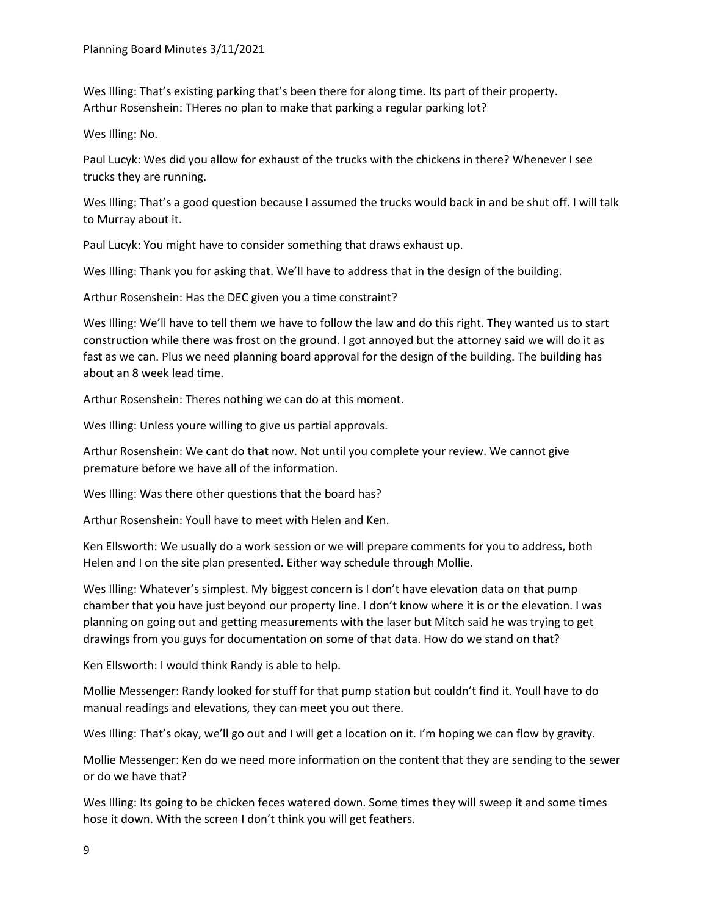Wes Illing: That's existing parking that's been there for along time. Its part of their property.
Arthur Rosenshein: THeres no plan to make that parking a regular parking lot?

Wes Illing: No.

Paul Lucyk: Wes did you allow for exhaust of the trucks with the chickens in there? Whenever I see trucks they are running.

Wes Illing: That's a good question because I assumed the trucks would back in and be shut off. I will talk to Murray about it.

Paul Lucyk: You might have to consider something that draws exhaust up.

Wes Illing: Thank you for asking that. We'll have to address that in the design of the building.

Arthur Rosenshein: Has the DEC given you a time constraint?

Wes Illing: We'll have to tell them we have to follow the law and do this right. They wanted us to start construction while there was frost on the ground. I got annoyed but the attorney said we will do it as fast as we can. Plus we need planning board approval for the design of the building. The building has about an 8 week lead time.

Arthur Rosenshein: Theres nothing we can do at this moment.

Wes Illing: Unless youre willing to give us partial approvals.

Arthur Rosenshein: We cant do that now. Not until you complete your review. We cannot give premature before we have all of the information.

Wes Illing: Was there other questions that the board has?

Arthur Rosenshein: Youll have to meet with Helen and Ken.

Ken Ellsworth: We usually do a work session or we will prepare comments for you to address, both Helen and I on the site plan presented. Either way schedule through Mollie.

Wes Illing: Whatever's simplest. My biggest concern is I don't have elevation data on that pump chamber that you have just beyond our property line. I don't know where it is or the elevation. I was planning on going out and getting measurements with the laser but Mitch said he was trying to get drawings from you guys for documentation on some of that data. How do we stand on that?

Ken Ellsworth: I would think Randy is able to help.

Mollie Messenger: Randy looked for stuff for that pump station but couldn't find it. Youll have to do manual readings and elevations, they can meet you out there.

Wes Illing: That's okay, we'll go out and I will get a location on it. I'm hoping we can flow by gravity.

Mollie Messenger: Ken do we need more information on the content that they are sending to the sewer or do we have that?

Wes Illing: Its going to be chicken feces watered down. Some times they will sweep it and some times hose it down. With the screen I don't think you will get feathers.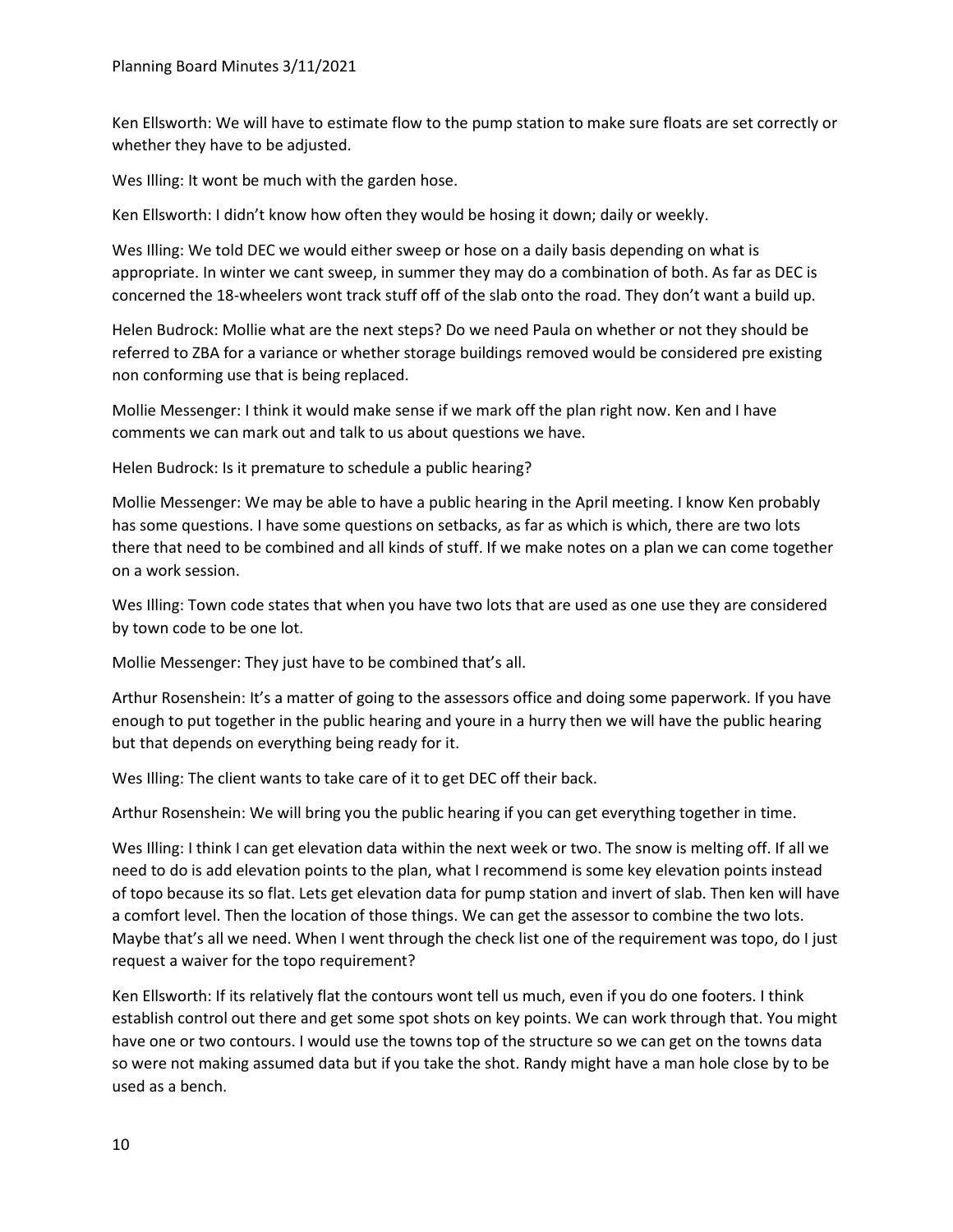Ken Ellsworth: We will have to estimate flow to the pump station to make sure floats are set correctly or whether they have to be adjusted.

Wes Illing: It wont be much with the garden hose.

Ken Ellsworth: I didn't know how often they would be hosing it down; daily or weekly.

Wes Illing: We told DEC we would either sweep or hose on a daily basis depending on what is appropriate. In winter we cant sweep, in summer they may do a combination of both. As far as DEC is concerned the 18-wheelers wont track stuff off of the slab onto the road. They don't want a build up.

Helen Budrock: Mollie what are the next steps? Do we need Paula on whether or not they should be referred to ZBA for a variance or whether storage buildings removed would be considered pre existing non conforming use that is being replaced.

Mollie Messenger: I think it would make sense if we mark off the plan right now. Ken and I have comments we can mark out and talk to us about questions we have.

Helen Budrock: Is it premature to schedule a public hearing?

Mollie Messenger: We may be able to have a public hearing in the April meeting. I know Ken probably has some questions. I have some questions on setbacks, as far as which is which, there are two lots there that need to be combined and all kinds of stuff. If we make notes on a plan we can come together on a work session.

Wes Illing: Town code states that when you have two lots that are used as one use they are considered by town code to be one lot.

Mollie Messenger: They just have to be combined that's all.

Arthur Rosenshein: It's a matter of going to the assessors office and doing some paperwork. If you have enough to put together in the public hearing and youre in a hurry then we will have the public hearing but that depends on everything being ready for it.

Wes Illing: The client wants to take care of it to get DEC off their back.

Arthur Rosenshein: We will bring you the public hearing if you can get everything together in time.

Wes Illing: I think I can get elevation data within the next week or two. The snow is melting off. If all we need to do is add elevation points to the plan, what I recommend is some key elevation points instead of topo because its so flat. Lets get elevation data for pump station and invert of slab. Then ken will have a comfort level. Then the location of those things. We can get the assessor to combine the two lots. Maybe that's all we need. When I went through the check list one of the requirement was topo, do I just request a waiver for the topo requirement?

Ken Ellsworth: If its relatively flat the contours wont tell us much, even if you do one footers. I think establish control out there and get some spot shots on key points. We can work through that. You might have one or two contours. I would use the towns top of the structure so we can get on the towns data so were not making assumed data but if you take the shot. Randy might have a man hole close by to be used as a bench.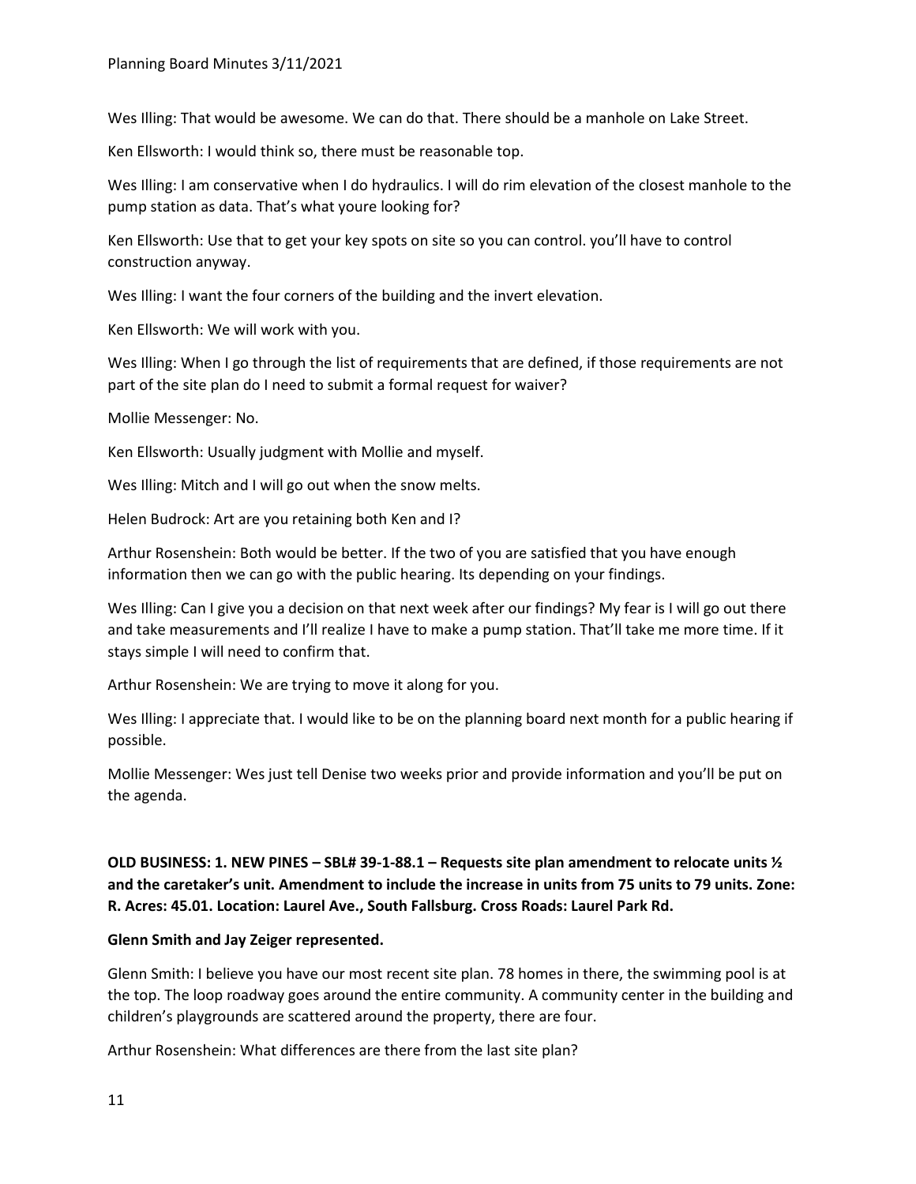Wes Illing: That would be awesome. We can do that. There should be a manhole on Lake Street.

Ken Ellsworth: I would think so, there must be reasonable top.

Wes Illing: I am conservative when I do hydraulics. I will do rim elevation of the closest manhole to the pump station as data. That's what youre looking for?

Ken Ellsworth: Use that to get your key spots on site so you can control. you'll have to control construction anyway.

Wes Illing: I want the four corners of the building and the invert elevation.

Ken Ellsworth: We will work with you.

Wes Illing: When I go through the list of requirements that are defined, if those requirements are not part of the site plan do I need to submit a formal request for waiver?

Mollie Messenger: No.

Ken Ellsworth: Usually judgment with Mollie and myself.

Wes Illing: Mitch and I will go out when the snow melts.

Helen Budrock: Art are you retaining both Ken and I?

Arthur Rosenshein: Both would be better. If the two of you are satisfied that you have enough information then we can go with the public hearing. Its depending on your findings.

Wes Illing: Can I give you a decision on that next week after our findings? My fear is I will go out there and take measurements and I'll realize I have to make a pump station. That'll take me more time. If it stays simple I will need to confirm that.

Arthur Rosenshein: We are trying to move it along for you.

Wes Illing: I appreciate that. I would like to be on the planning board next month for a public hearing if possible.

Mollie Messenger: Wes just tell Denise two weeks prior and provide information and you'll be put on the agenda.

**OLD BUSINESS: 1. NEW PINES – SBL# 39-1-88.1 – Requests site plan amendment to relocate units ½ and the caretaker's unit. Amendment to include the increase in units from 75 units to 79 units. Zone: R. Acres: 45.01. Location: Laurel Ave., South Fallsburg. Cross Roads: Laurel Park Rd.**

**Glenn Smith and Jay Zeiger represented.**

Glenn Smith: I believe you have our most recent site plan. 78 homes in there, the swimming pool is at the top. The loop roadway goes around the entire community. A community center in the building and children's playgrounds are scattered around the property, there are four.

Arthur Rosenshein: What differences are there from the last site plan?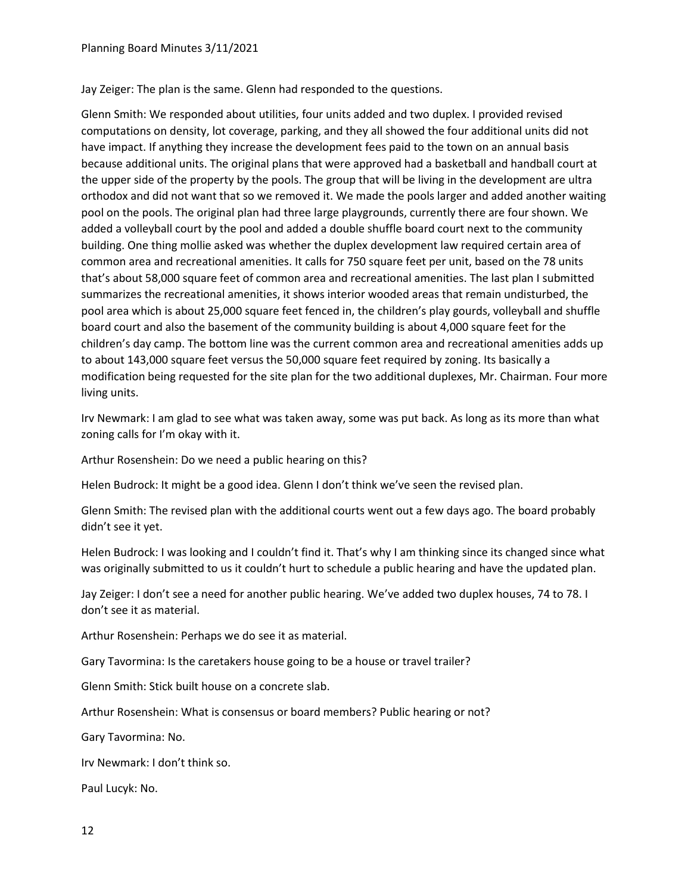Jay Zeiger: The plan is the same. Glenn had responded to the questions.

Glenn Smith: We responded about utilities, four units added and two duplex. I provided revised computations on density, lot coverage, parking, and they all showed the four additional units did not have impact. If anything they increase the development fees paid to the town on an annual basis because additional units. The original plans that were approved had a basketball and handball court at the upper side of the property by the pools. The group that will be living in the development are ultra orthodox and did not want that so we removed it. We made the pools larger and added another waiting pool on the pools. The original plan had three large playgrounds, currently there are four shown. We added a volleyball court by the pool and added a double shuffle board court next to the community building. One thing mollie asked was whether the duplex development law required certain area of common area and recreational amenities. It calls for 750 square feet per unit, based on the 78 units that's about 58,000 square feet of common area and recreational amenities. The last plan I submitted summarizes the recreational amenities, it shows interior wooded areas that remain undisturbed, the pool area which is about 25,000 square feet fenced in, the children's play gourds, volleyball and shuffle board court and also the basement of the community building is about 4,000 square feet for the children's day camp. The bottom line was the current common area and recreational amenities adds up to about 143,000 square feet versus the 50,000 square feet required by zoning. Its basically a modification being requested for the site plan for the two additional duplexes, Mr. Chairman. Four more living units.

Irv Newmark: I am glad to see what was taken away, some was put back. As long as its more than what zoning calls for I'm okay with it.

Arthur Rosenshein: Do we need a public hearing on this?

Helen Budrock: It might be a good idea. Glenn I don't think we've seen the revised plan.

Glenn Smith: The revised plan with the additional courts went out a few days ago. The board probably didn't see it yet.

Helen Budrock: I was looking and I couldn't find it. That's why I am thinking since its changed since what was originally submitted to us it couldn't hurt to schedule a public hearing and have the updated plan.

Jay Zeiger: I don't see a need for another public hearing. We've added two duplex houses, 74 to 78. I don't see it as material.

Arthur Rosenshein: Perhaps we do see it as material.

Gary Tavormina: Is the caretakers house going to be a house or travel trailer?

Glenn Smith: Stick built house on a concrete slab.

Arthur Rosenshein: What is consensus or board members? Public hearing or not?

Gary Tavormina: No.

Irv Newmark: I don't think so.

Paul Lucyk: No.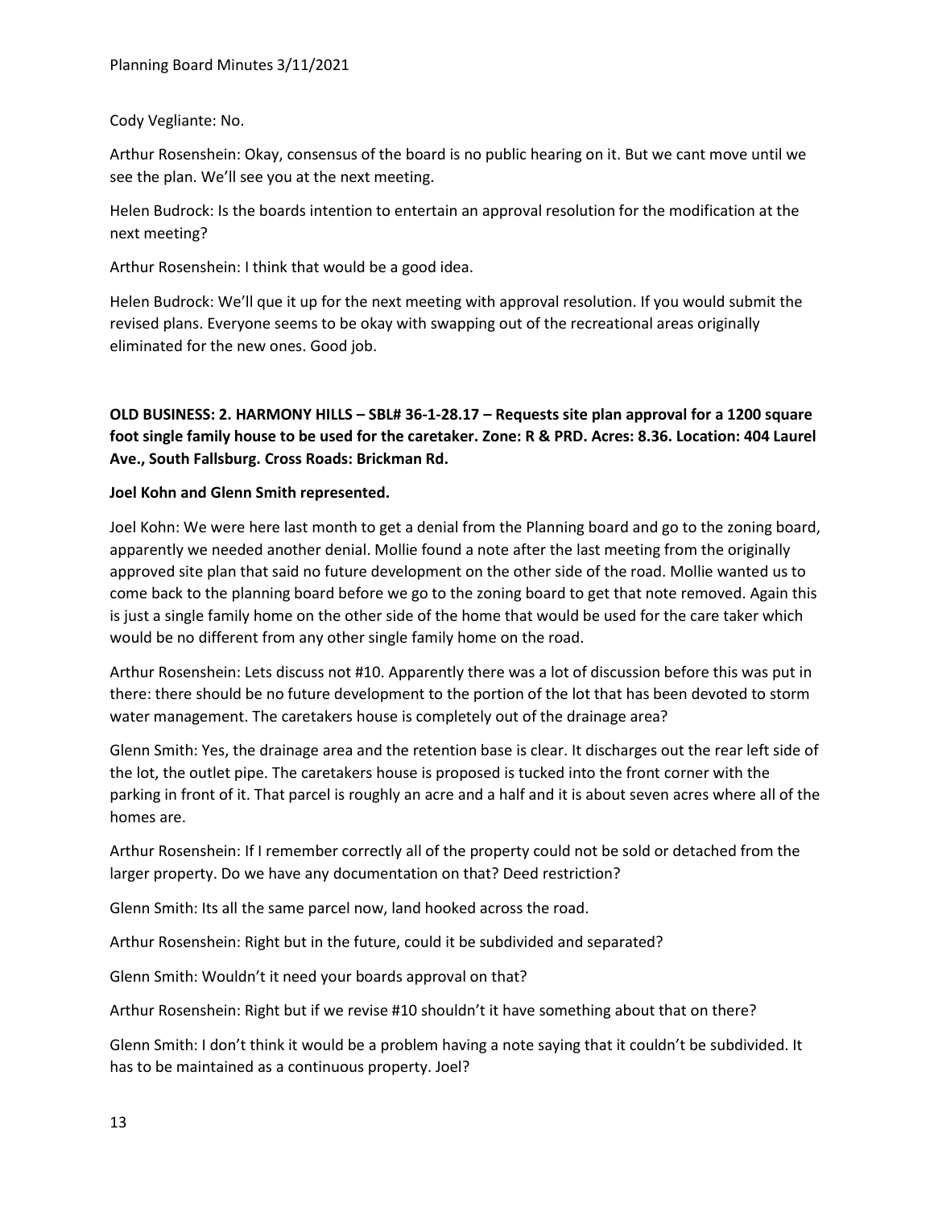Cody Vegliante: No.

Arthur Rosenshein: Okay, consensus of the board is no public hearing on it. But we cant move until we see the plan. We'll see you at the next meeting.

Helen Budrock: Is the boards intention to entertain an approval resolution for the modification at the next meeting?

Arthur Rosenshein: I think that would be a good idea.

Helen Budrock: We'll que it up for the next meeting with approval resolution. If you would submit the revised plans. Everyone seems to be okay with swapping out of the recreational areas originally eliminated for the new ones. Good job.

**OLD BUSINESS: 2. HARMONY HILLS – SBL# 36-1-28.17 – Requests site plan approval for a 1200 square foot single family house to be used for the caretaker. Zone: R & PRD. Acres: 8.36. Location: 404 Laurel Ave., South Fallsburg. Cross Roads: Brickman Rd.**

**Joel Kohn and Glenn Smith represented.**

Joel Kohn: We were here last month to get a denial from the Planning board and go to the zoning board, apparently we needed another denial. Mollie found a note after the last meeting from the originally approved site plan that said no future development on the other side of the road. Mollie wanted us to come back to the planning board before we go to the zoning board to get that note removed. Again this is just a single family home on the other side of the home that would be used for the care taker which would be no different from any other single family home on the road.

Arthur Rosenshein: Lets discuss not #10. Apparently there was a lot of discussion before this was put in there: there should be no future development to the portion of the lot that has been devoted to storm water management. The caretakers house is completely out of the drainage area?

Glenn Smith: Yes, the drainage area and the retention base is clear. It discharges out the rear left side of the lot, the outlet pipe. The caretakers house is proposed is tucked into the front corner with the parking in front of it. That parcel is roughly an acre and a half and it is about seven acres where all of the homes are.

Arthur Rosenshein: If I remember correctly all of the property could not be sold or detached from the larger property. Do we have any documentation on that? Deed restriction?

Glenn Smith: Its all the same parcel now, land hooked across the road.

Arthur Rosenshein: Right but in the future, could it be subdivided and separated?

Glenn Smith: Wouldn't it need your boards approval on that?

Arthur Rosenshein: Right but if we revise #10 shouldn't it have something about that on there?

Glenn Smith: I don't think it would be a problem having a note saying that it couldn't be subdivided. It has to be maintained as a continuous property. Joel?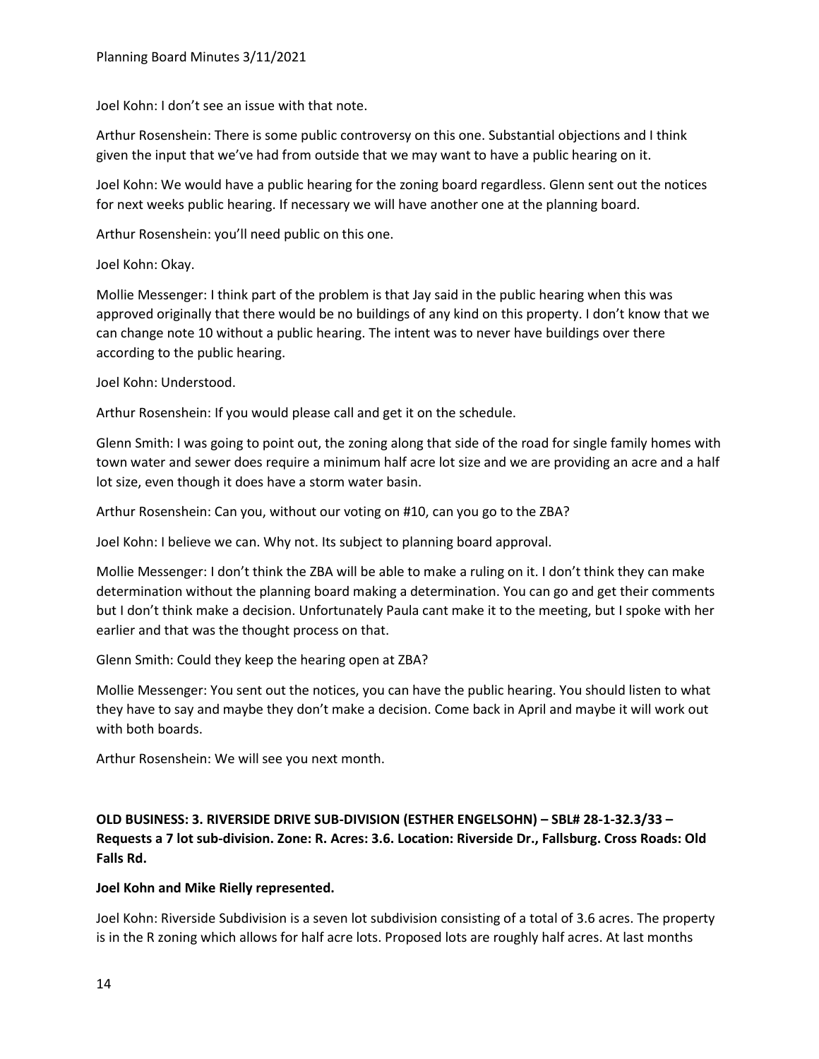Joel Kohn: I don't see an issue with that note.

Arthur Rosenshein: There is some public controversy on this one. Substantial objections and I think given the input that we've had from outside that we may want to have a public hearing on it.

Joel Kohn: We would have a public hearing for the zoning board regardless. Glenn sent out the notices for next weeks public hearing. If necessary we will have another one at the planning board.

Arthur Rosenshein: you'll need public on this one.

Joel Kohn: Okay.

Mollie Messenger: I think part of the problem is that Jay said in the public hearing when this was approved originally that there would be no buildings of any kind on this property. I don't know that we can change note 10 without a public hearing. The intent was to never have buildings over there according to the public hearing.

Joel Kohn: Understood.

Arthur Rosenshein: If you would please call and get it on the schedule.

Glenn Smith: I was going to point out, the zoning along that side of the road for single family homes with town water and sewer does require a minimum half acre lot size and we are providing an acre and a half lot size, even though it does have a storm water basin.

Arthur Rosenshein: Can you, without our voting on #10, can you go to the ZBA?

Joel Kohn: I believe we can. Why not. Its subject to planning board approval.

Mollie Messenger: I don't think the ZBA will be able to make a ruling on it. I don't think they can make determination without the planning board making a determination. You can go and get their comments but I don't think make a decision. Unfortunately Paula cant make it to the meeting, but I spoke with her earlier and that was the thought process on that.

Glenn Smith: Could they keep the hearing open at ZBA?

Mollie Messenger: You sent out the notices, you can have the public hearing. You should listen to what they have to say and maybe they don't make a decision. Come back in April and maybe it will work out with both boards.

Arthur Rosenshein: We will see you next month.

**OLD BUSINESS: 3. RIVERSIDE DRIVE SUB-DIVISION (ESTHER ENGELSOHN) – SBL# 28-1-32.3/33 – Requests a 7 lot sub-division. Zone: R. Acres: 3.6. Location: Riverside Dr., Fallsburg. Cross Roads: Old Falls Rd.**

**Joel Kohn and Mike Rielly represented.**

Joel Kohn: Riverside Subdivision is a seven lot subdivision consisting of a total of 3.6 acres. The property is in the R zoning which allows for half acre lots. Proposed lots are roughly half acres. At last months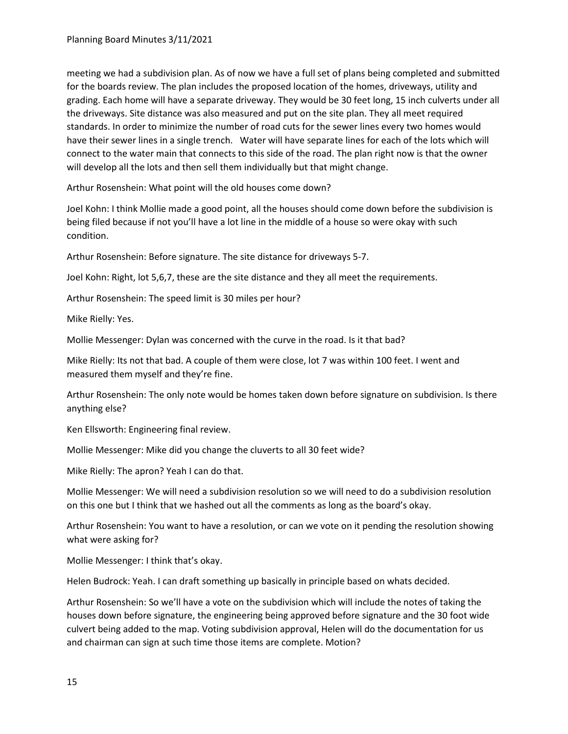meeting we had a subdivision plan. As of now we have a full set of plans being completed and submitted for the boards review. The plan includes the proposed location of the homes, driveways, utility and grading. Each home will have a separate driveway. They would be 30 feet long, 15 inch culverts under all the driveways. Site distance was also measured and put on the site plan. They all meet required standards. In order to minimize the number of road cuts for the sewer lines every two homes would have their sewer lines in a single trench. Water will have separate lines for each of the lots which will connect to the water main that connects to this side of the road. The plan right now is that the owner will develop all the lots and then sell them individually but that might change.

Arthur Rosenshein: What point will the old houses come down?

Joel Kohn: I think Mollie made a good point, all the houses should come down before the subdivision is being filed because if not you'll have a lot line in the middle of a house so were okay with such condition.

Arthur Rosenshein: Before signature. The site distance for driveways 5-7.

Joel Kohn: Right, lot 5,6,7, these are the site distance and they all meet the requirements.

Arthur Rosenshein: The speed limit is 30 miles per hour?

Mike Rielly: Yes.

Mollie Messenger: Dylan was concerned with the curve in the road. Is it that bad?

Mike Rielly: Its not that bad. A couple of them were close, lot 7 was within 100 feet. I went and measured them myself and they're fine.

Arthur Rosenshein: The only note would be homes taken down before signature on subdivision. Is there anything else?

Ken Ellsworth: Engineering final review.

Mollie Messenger: Mike did you change the cluverts to all 30 feet wide?

Mike Rielly: The apron? Yeah I can do that.

Mollie Messenger: We will need a subdivision resolution so we will need to do a subdivision resolution on this one but I think that we hashed out all the comments as long as the board's okay.

Arthur Rosenshein: You want to have a resolution, or can we vote on it pending the resolution showing what were asking for?

Mollie Messenger: I think that's okay.

Helen Budrock: Yeah. I can draft something up basically in principle based on whats decided.

Arthur Rosenshein: So we'll have a vote on the subdivision which will include the notes of taking the houses down before signature, the engineering being approved before signature and the 30 foot wide culvert being added to the map. Voting subdivision approval, Helen will do the documentation for us and chairman can sign at such time those items are complete. Motion?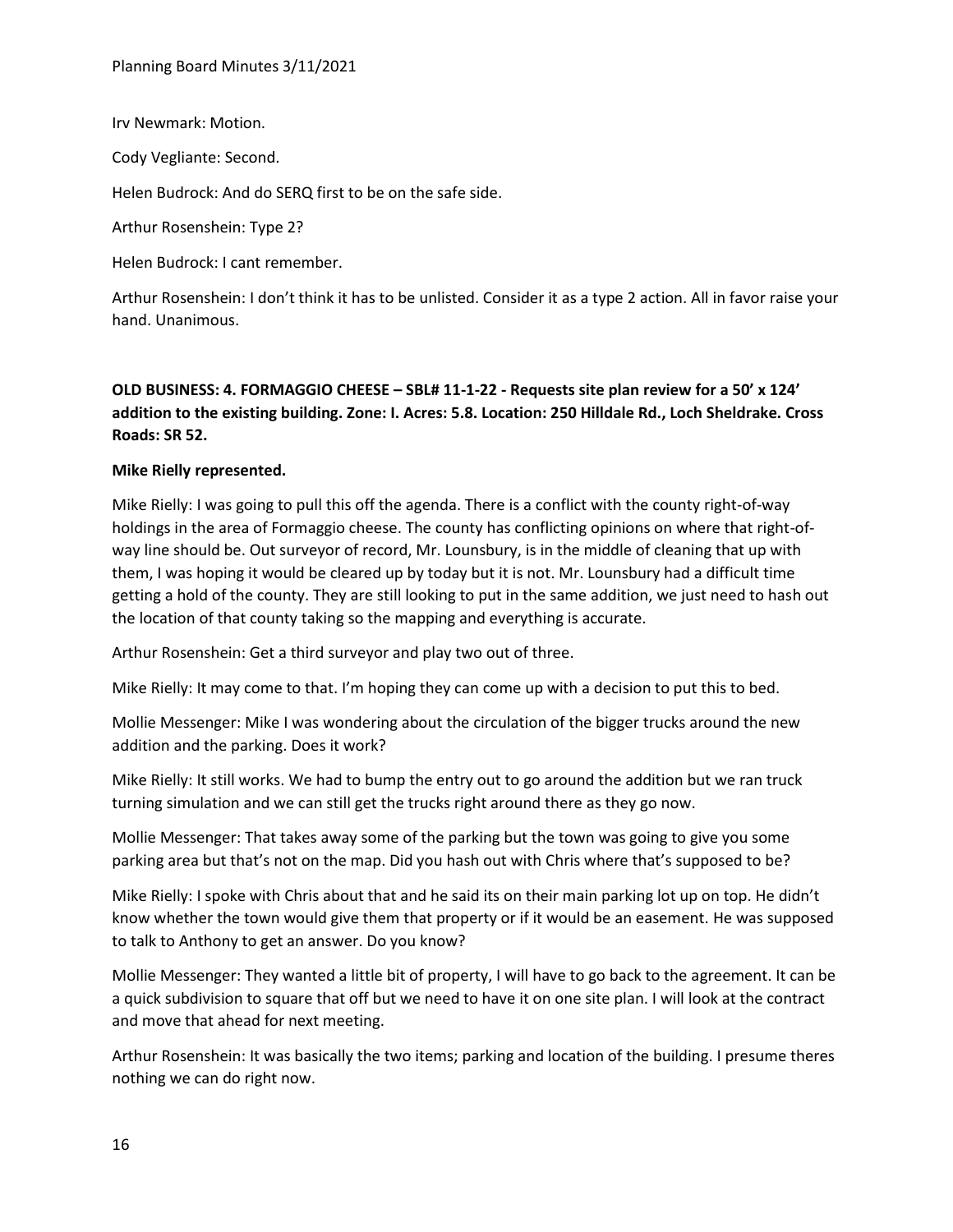Irv Newmark: Motion.

Cody Vegliante: Second.

Helen Budrock: And do SERQ first to be on the safe side.

Arthur Rosenshein: Type 2?

Helen Budrock: I cant remember.

Arthur Rosenshein: I don't think it has to be unlisted. Consider it as a type 2 action. All in favor raise your hand. Unanimous.

**OLD BUSINESS: 4. FORMAGGIO CHEESE – SBL# 11-1-22 - Requests site plan review for a 50' x 124' addition to the existing building. Zone: I. Acres: 5.8. Location: 250 Hilldale Rd., Loch Sheldrake. Cross Roads: SR 52.**

**Mike Rielly represented.**

Mike Rielly: I was going to pull this off the agenda. There is a conflict with the county right-of-way holdings in the area of Formaggio cheese. The county has conflicting opinions on where that right-of-way line should be. Out surveyor of record, Mr. Lounsbury, is in the middle of cleaning that up with them, I was hoping it would be cleared up by today but it is not. Mr. Lounsbury had a difficult time getting a hold of the county. They are still looking to put in the same addition, we just need to hash out the location of that county taking so the mapping and everything is accurate.

Arthur Rosenshein: Get a third surveyor and play two out of three.

Mike Rielly: It may come to that. I'm hoping they can come up with a decision to put this to bed.

Mollie Messenger: Mike I was wondering about the circulation of the bigger trucks around the new addition and the parking. Does it work?

Mike Rielly: It still works. We had to bump the entry out to go around the addition but we ran truck turning simulation and we can still get the trucks right around there as they go now.

Mollie Messenger: That takes away some of the parking but the town was going to give you some parking area but that's not on the map. Did you hash out with Chris where that's supposed to be?

Mike Rielly: I spoke with Chris about that and he said its on their main parking lot up on top. He didn't know whether the town would give them that property or if it would be an easement. He was supposed to talk to Anthony to get an answer. Do you know?

Mollie Messenger: They wanted a little bit of property, I will have to go back to the agreement. It can be a quick subdivision to square that off but we need to have it on one site plan. I will look at the contract and move that ahead for next meeting.

Arthur Rosenshein: It was basically the two items; parking and location of the building. I presume theres nothing we can do right now.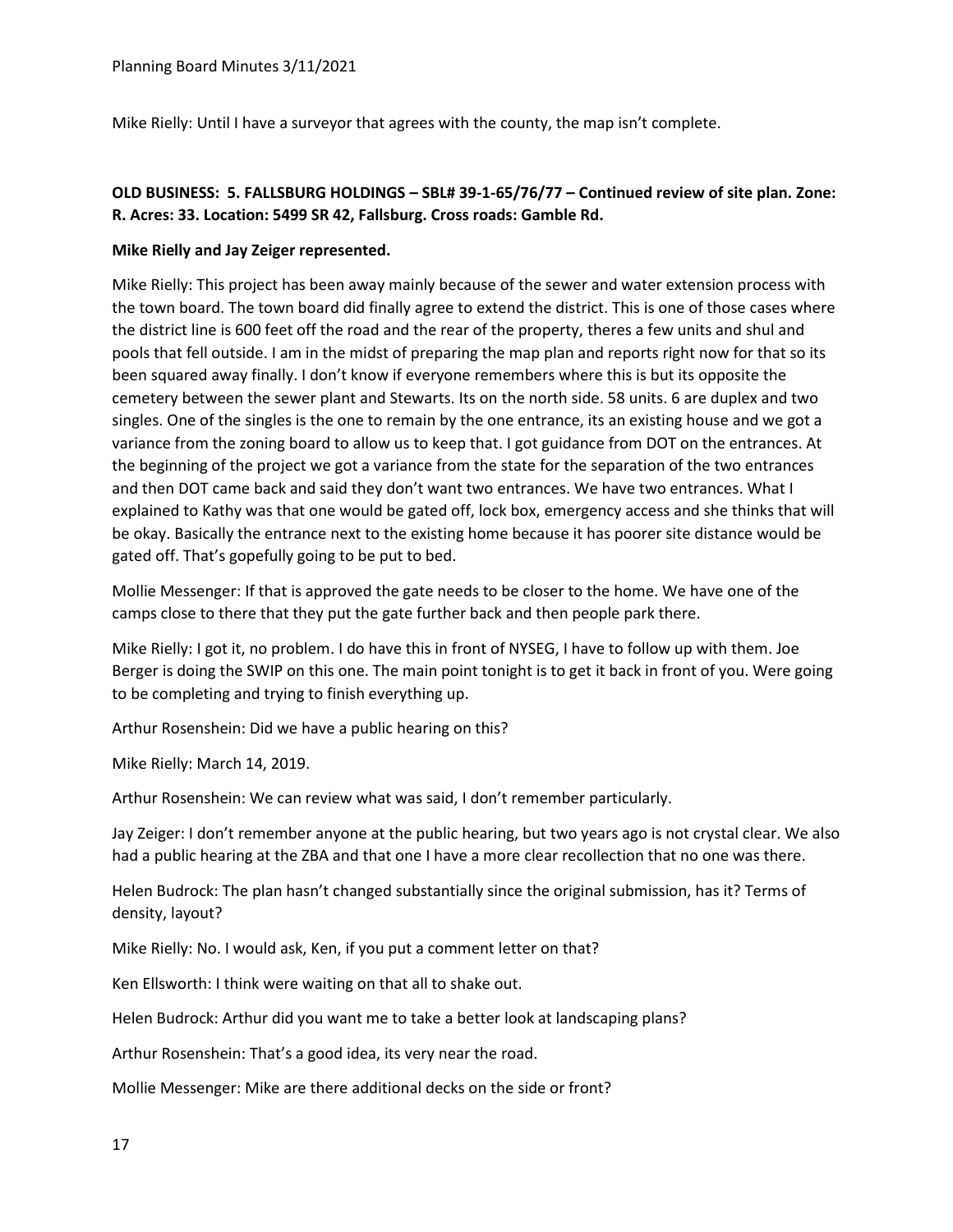Mike Rielly: Until I have a surveyor that agrees with the county, the map isn't complete.

**OLD BUSINESS: 5. FALLSBURG HOLDINGS – SBL# 39-1-65/76/77 – Continued review of site plan. Zone: R. Acres: 33. Location: 5499 SR 42, Fallsburg. Cross roads: Gamble Rd.**

**Mike Rielly and Jay Zeiger represented.**

Mike Rielly: This project has been away mainly because of the sewer and water extension process with the town board. The town board did finally agree to extend the district. This is one of those cases where the district line is 600 feet off the road and the rear of the property, theres a few units and shul and pools that fell outside. I am in the midst of preparing the map plan and reports right now for that so its been squared away finally. I don't know if everyone remembers where this is but its opposite the cemetery between the sewer plant and Stewarts. Its on the north side. 58 units. 6 are duplex and two singles. One of the singles is the one to remain by the one entrance, its an existing house and we got a variance from the zoning board to allow us to keep that. I got guidance from DOT on the entrances. At the beginning of the project we got a variance from the state for the separation of the two entrances and then DOT came back and said they don't want two entrances. We have two entrances. What I explained to Kathy was that one would be gated off, lock box, emergency access and she thinks that will be okay. Basically the entrance next to the existing home because it has poorer site distance would be gated off. That's gopefully going to be put to bed.

Mollie Messenger: If that is approved the gate needs to be closer to the home. We have one of the camps close to there that they put the gate further back and then people park there.

Mike Rielly: I got it, no problem. I do have this in front of NYSEG, I have to follow up with them. Joe Berger is doing the SWIP on this one. The main point tonight is to get it back in front of you. Were going to be completing and trying to finish everything up.

Arthur Rosenshein: Did we have a public hearing on this?

Mike Rielly: March 14, 2019.

Arthur Rosenshein: We can review what was said, I don't remember particularly.

Jay Zeiger: I don't remember anyone at the public hearing, but two years ago is not crystal clear. We also had a public hearing at the ZBA and that one I have a more clear recollection that no one was there.

Helen Budrock: The plan hasn't changed substantially since the original submission, has it? Terms of density, layout?

Mike Rielly: No. I would ask, Ken, if you put a comment letter on that?

Ken Ellsworth: I think were waiting on that all to shake out.

Helen Budrock: Arthur did you want me to take a better look at landscaping plans?

Arthur Rosenshein: That's a good idea, its very near the road.

Mollie Messenger: Mike are there additional decks on the side or front?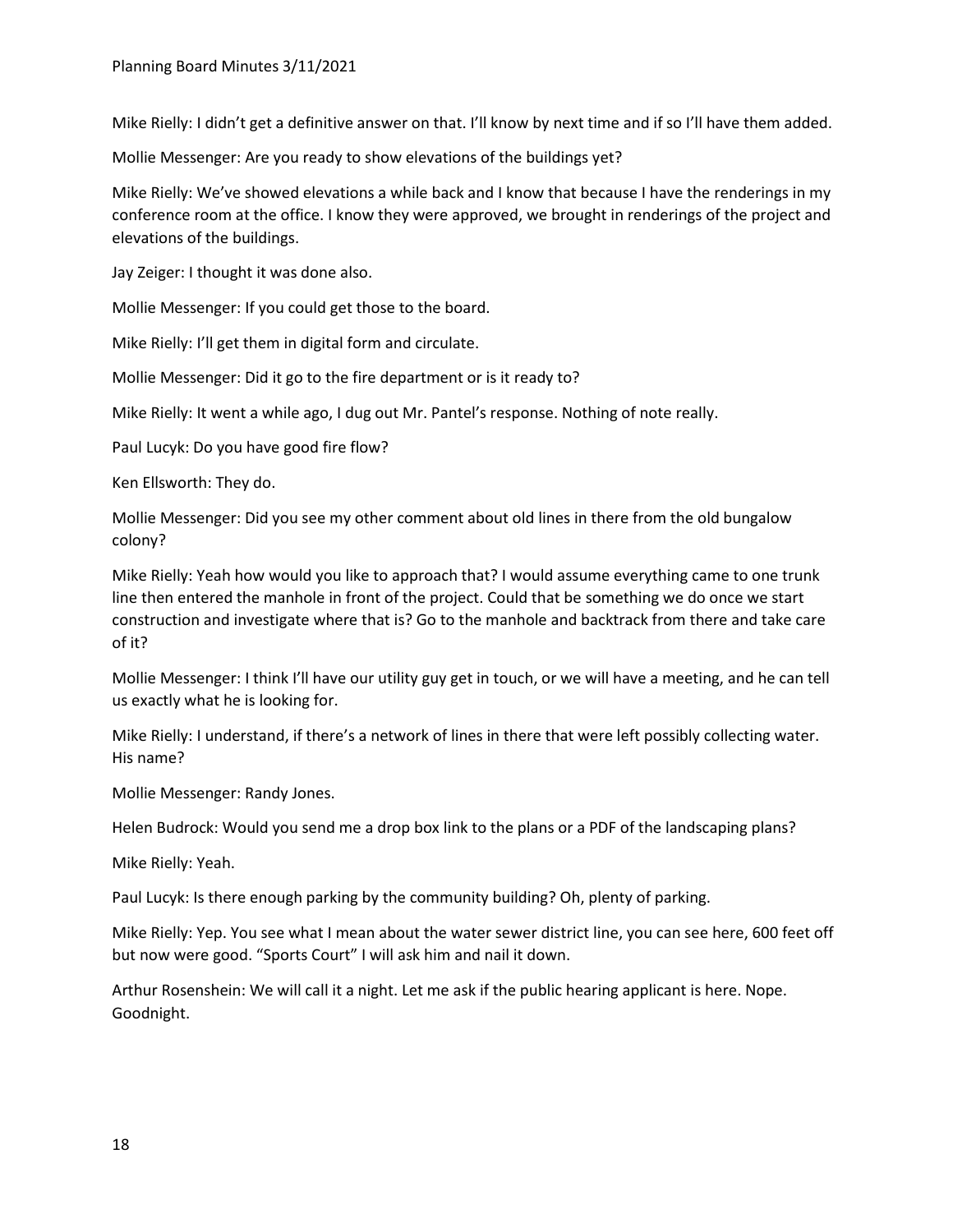Mike Rielly: I didn't get a definitive answer on that. I'll know by next time and if so I'll have them added.

Mollie Messenger: Are you ready to show elevations of the buildings yet?

Mike Rielly: We've showed elevations a while back and I know that because I have the renderings in my conference room at the office. I know they were approved, we brought in renderings of the project and elevations of the buildings.

Jay Zeiger: I thought it was done also.

Mollie Messenger: If you could get those to the board.

Mike Rielly: I'll get them in digital form and circulate.

Mollie Messenger: Did it go to the fire department or is it ready to?

Mike Rielly: It went a while ago, I dug out Mr. Pantel's response. Nothing of note really.

Paul Lucyk: Do you have good fire flow?

Ken Ellsworth: They do.

Mollie Messenger: Did you see my other comment about old lines in there from the old bungalow colony?

Mike Rielly: Yeah how would you like to approach that? I would assume everything came to one trunk line then entered the manhole in front of the project. Could that be something we do once we start construction and investigate where that is? Go to the manhole and backtrack from there and take care of it?

Mollie Messenger: I think I'll have our utility guy get in touch, or we will have a meeting, and he can tell us exactly what he is looking for.

Mike Rielly: I understand, if there's a network of lines in there that were left possibly collecting water. His name?

Mollie Messenger: Randy Jones.

Helen Budrock: Would you send me a drop box link to the plans or a PDF of the landscaping plans?

Mike Rielly: Yeah.

Paul Lucyk: Is there enough parking by the community building? Oh, plenty of parking.

Mike Rielly: Yep. You see what I mean about the water sewer district line, you can see here, 600 feet off but now were good. "Sports Court" I will ask him and nail it down.

Arthur Rosenshein: We will call it a night. Let me ask if the public hearing applicant is here. Nope. Goodnight.